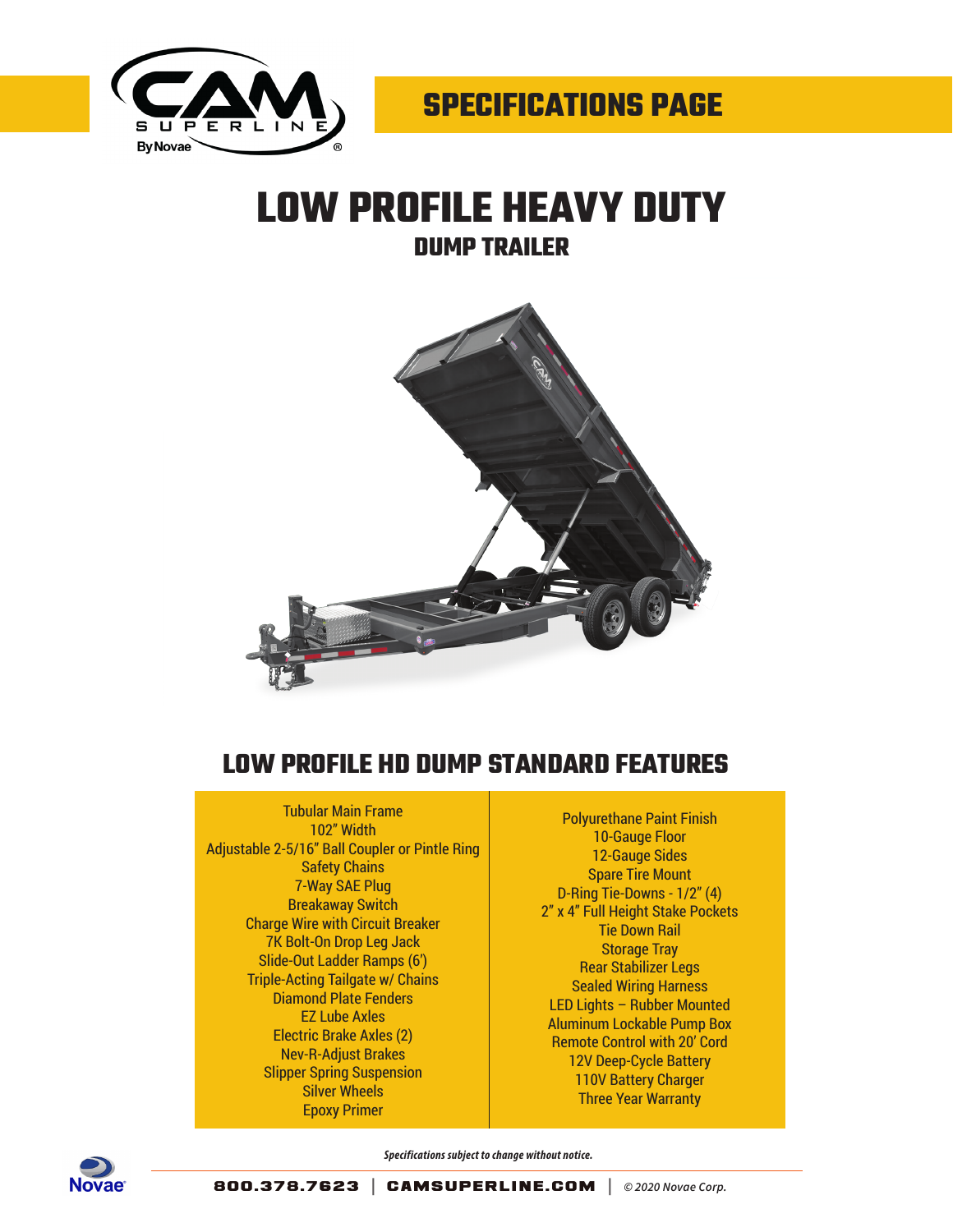# SPECIFICATIONS PAGE

# LOW PROFILE HEAVY DUTY

## DUMP TRAILER

## LOW PROFILE HD DUMP STANDARD FEATURES

- Tubular Main Frame
- 102" Width
- Adjustable 2-5/16" Ball Coupler or Pintle Ring
- Safety Chains
- 7-Way SAE Plug
- Breakaway Switch
- Charge Wire with Circuit Breaker
- 7K Bolt-On Drop Leg Jack
- Slide-Out Ladder Ramps (6')
- Triple-Acting Tailgate w/ Chains
- Diamond Plate Fenders
- EZ Lube Axles
- Electric Brake Axles (2)
- Nev-R-Adjust Brakes
- Slipper Spring Suspension
- Silver Wheels
- Epoxy Primer
- Polyurethane Paint Finish
- 10-Gauge Floor
- 12-Gauge Sides
- Spare Tire Mount
- D-Ring Tie-Downs - 1/2" (4)
- 2" x 4" Full Height Stake Pockets
- Tie Down Rail
- Storage Tray
- Rear Stabilizer Legs
- Sealed Wiring Harness
- LED Lights – Rubber Mounted
- Aluminum Lockable Pump Box
- Remote Control with 20' Cord
- 12V Deep-Cycle Battery
- 110V Battery Charger
- Three Year Warranty

*Specifications subject to change without notice.*

800.378.7623 | CAMSUPERLINE.COM | *© 2020 Novae Corp.*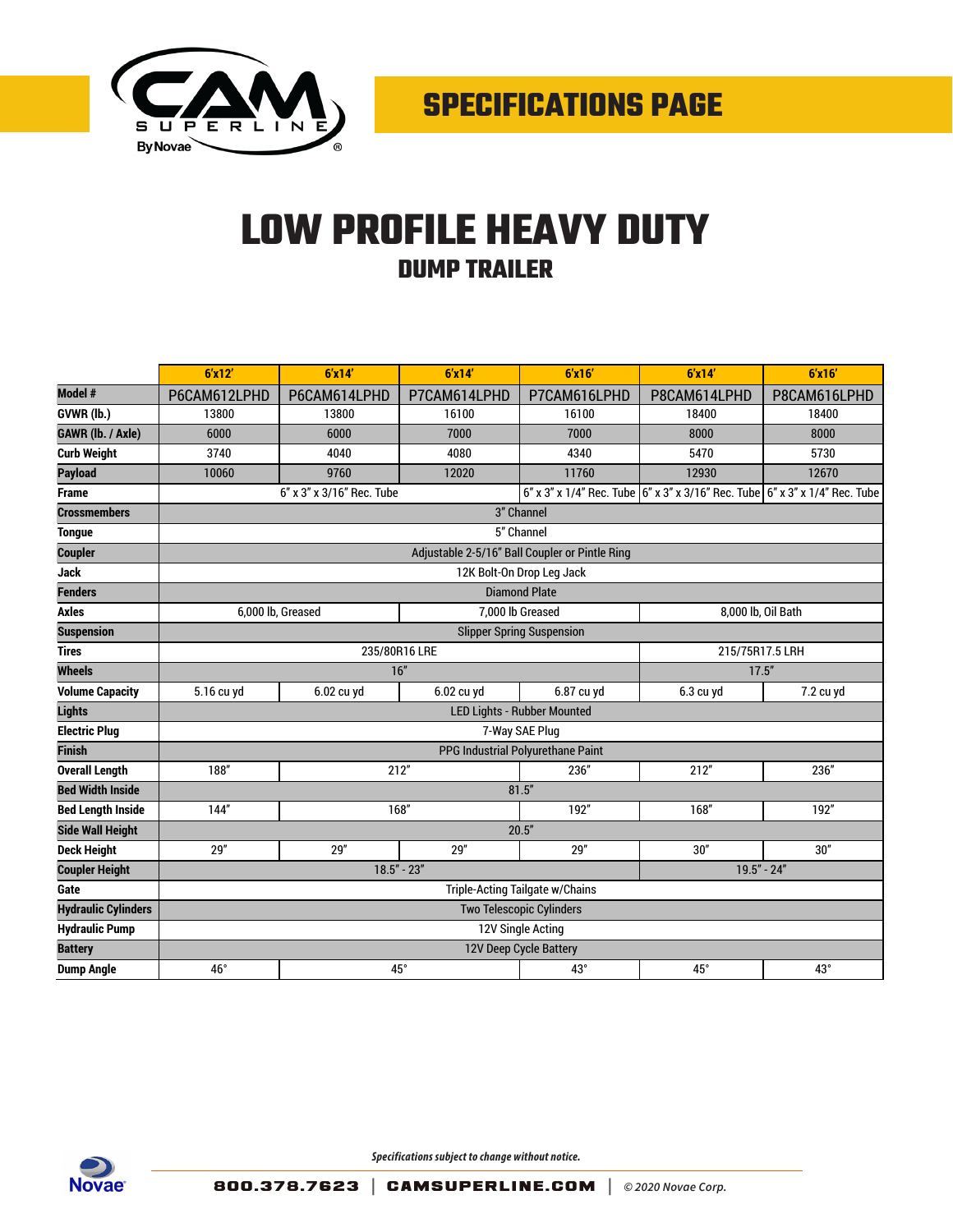# LOW PROFILE HEAVY DUTY

## DUMP TRAILER

| | 6'x12' | 6'x14' | 6'x14' | 6'x16' | 6'x14' | 6'x16' |
|---|---|---|---|---|---|---|
| **Model #** | P6CAM612LPHD | P6CAM614LPHD | P7CAM614LPHD | P7CAM616LPHD | P8CAM614LPHD | P8CAM616LPHD |
| **GVWR (lb.)** | 13800 | 13800 | 16100 | 16100 | 18400 | 18400 |
| **GAWR (lb. / Axle)** | 6000 | 6000 | 7000 | 7000 | 8000 | 8000 |
| **Curb Weight** | 3740 | 4040 | 4080 | 4340 | 5470 | 5730 |
| **Payload** | 10060 | 9760 | 12020 | 11760 | 12930 | 12670 |
| **Frame** | 6" x 3" x 3/16" Rec. Tube | | | 6" x 3" x 1/4" Rec. Tube | 6" x 3" x 3/16" Rec. Tube | 6" x 3" x 1/4" Rec. Tube |
| **Crossmembers** | 3" Channel | | | | | |
| **Tongue** | 5" Channel | | | | | |
| **Coupler** | Adjustable 2-5/16" Ball Coupler or Pintle Ring | | | | | |
| **Jack** | 12K Bolt-On Drop Leg Jack | | | | | |
| **Fenders** | Diamond Plate | | | | | |
| **Axles** | 6,000 lb, Greased | | 7,000 lb Greased | | 8,000 lb, Oil Bath | |
| **Suspension** | Slipper Spring Suspension | | | | | |
| **Tires** | 235/80R16 LRE | | | | 215/75R17.5 LRH | |
| **Wheels** | 16" | | | | 17.5" | |
| **Volume Capacity** | 5.16 cu yd | 6.02 cu yd | 6.02 cu yd | 6.87 cu yd | 6.3 cu yd | 7.2 cu yd |
| **Lights** | LED Lights - Rubber Mounted | | | | | |
| **Electric Plug** | 7-Way SAE Plug | | | | | |
| **Finish** | PPG Industrial Polyurethane Paint | | | | | |
| **Overall Length** | 188" | 212" | | 236" | 212" | 236" |
| **Bed Width Inside** | 81.5" | | | | | |
| **Bed Length Inside** | 144" | 168" | | 192" | 168" | 192" |
| **Side Wall Height** | 20.5" | | | | | |
| **Deck Height** | 29" | 29" | 29" | 29" | 30" | 30" |
| **Coupler Height** | 18.5" - 23" | | | | 19.5" - 24" | |
| **Gate** | Triple-Acting Tailgate w/Chains | | | | | |
| **Hydraulic Cylinders** | Two Telescopic Cylinders | | | | | |
| **Hydraulic Pump** | 12V Single Acting | | | | | |
| **Battery** | 12V Deep Cycle Battery | | | | | |
| **Dump Angle** | 46° | 45° | | 43° | 45° | 43° |

*Specifications subject to change without notice.*

800.378.7623 | CAMSUPERLINE.COM | © 2020 Novae Corp.